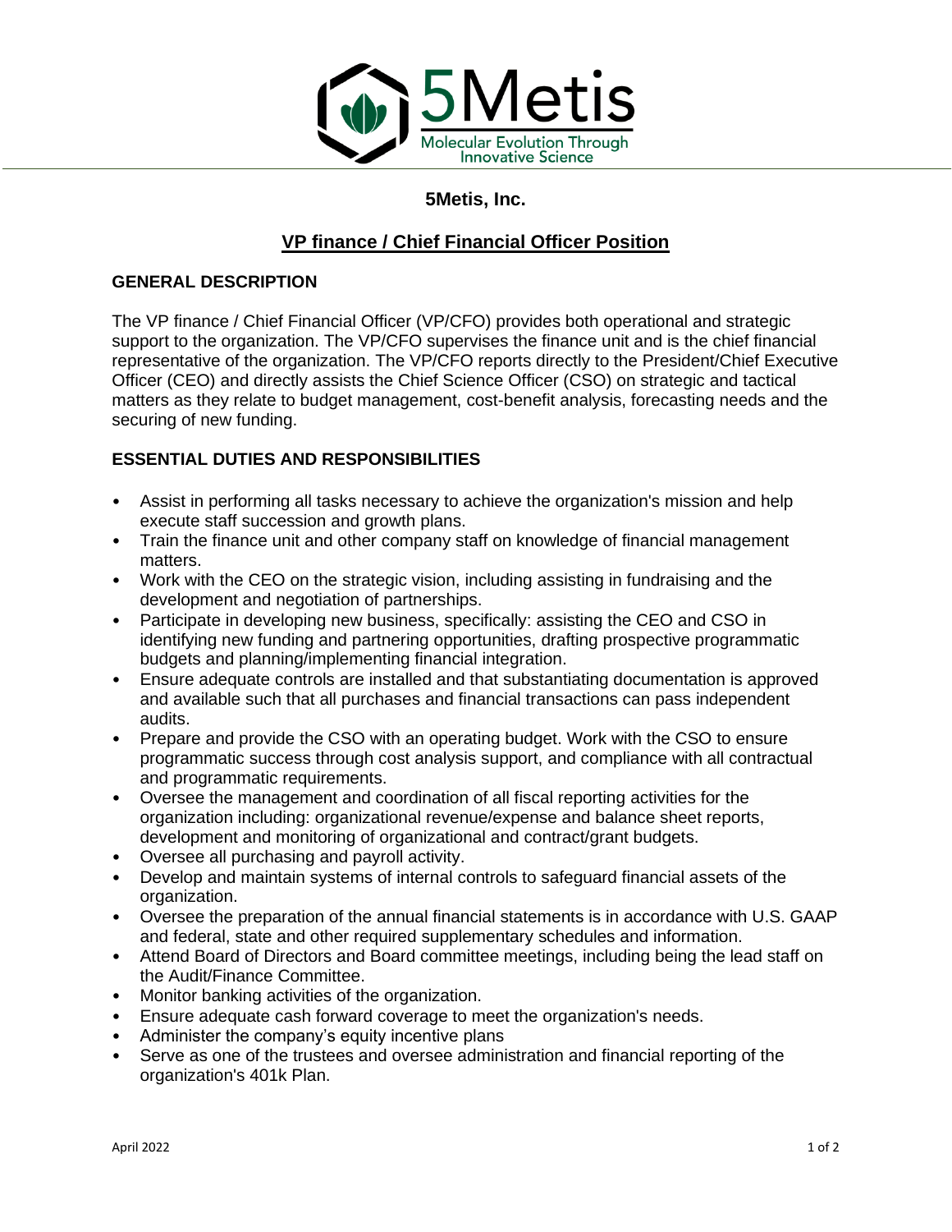5Metis

Molecular Evolution Through Innovative Science

## 5Metis, Inc.

# VP finance / Chief Financial Officer Position

### GENERAL DESCRIPTION

The VP finance / Chief Financial Officer (VP/CFO) provides both operational and strategic support to the organization. The VP/CFO supervises the finance unit and is the chief financial representative of the organization. The VP/CFO reports directly to the President/Chief Executive Officer (CEO) and directly assists the Chief Science Officer (CSO) on strategic and tactical matters as they relate to budget management, cost-benefit analysis, forecasting needs and the securing of new funding.

### ESSENTIAL DUTIES AND RESPONSIBILITIES

- Assist in performing all tasks necessary to achieve the organization's mission and help execute staff succession and growth plans.
- Train the finance unit and other company staff on knowledge of financial management matters.
- Work with the CEO on the strategic vision, including assisting in fundraising and the development and negotiation of partnerships.
- Participate in developing new business, specifically: assisting the CEO and CSO in identifying new funding and partnering opportunities, drafting prospective programmatic budgets and planning/implementing financial integration.
- Ensure adequate controls are installed and that substantiating documentation is approved and available such that all purchases and financial transactions can pass independent audits.
- Prepare and provide the CSO with an operating budget. Work with the CSO to ensure programmatic success through cost analysis support, and compliance with all contractual and programmatic requirements.
- Oversee the management and coordination of all fiscal reporting activities for the organization including: organizational revenue/expense and balance sheet reports, development and monitoring of organizational and contract/grant budgets.
- Oversee all purchasing and payroll activity.
- Develop and maintain systems of internal controls to safeguard financial assets of the organization.
- Oversee the preparation of the annual financial statements is in accordance with U.S. GAAP and federal, state and other required supplementary schedules and information.
- Attend Board of Directors and Board committee meetings, including being the lead staff on the Audit/Finance Committee.
- Monitor banking activities of the organization.
- Ensure adequate cash forward coverage to meet the organization's needs.
- Administer the company's equity incentive plans
- Serve as one of the trustees and oversee administration and financial reporting of the organization's 401k Plan.

April 2022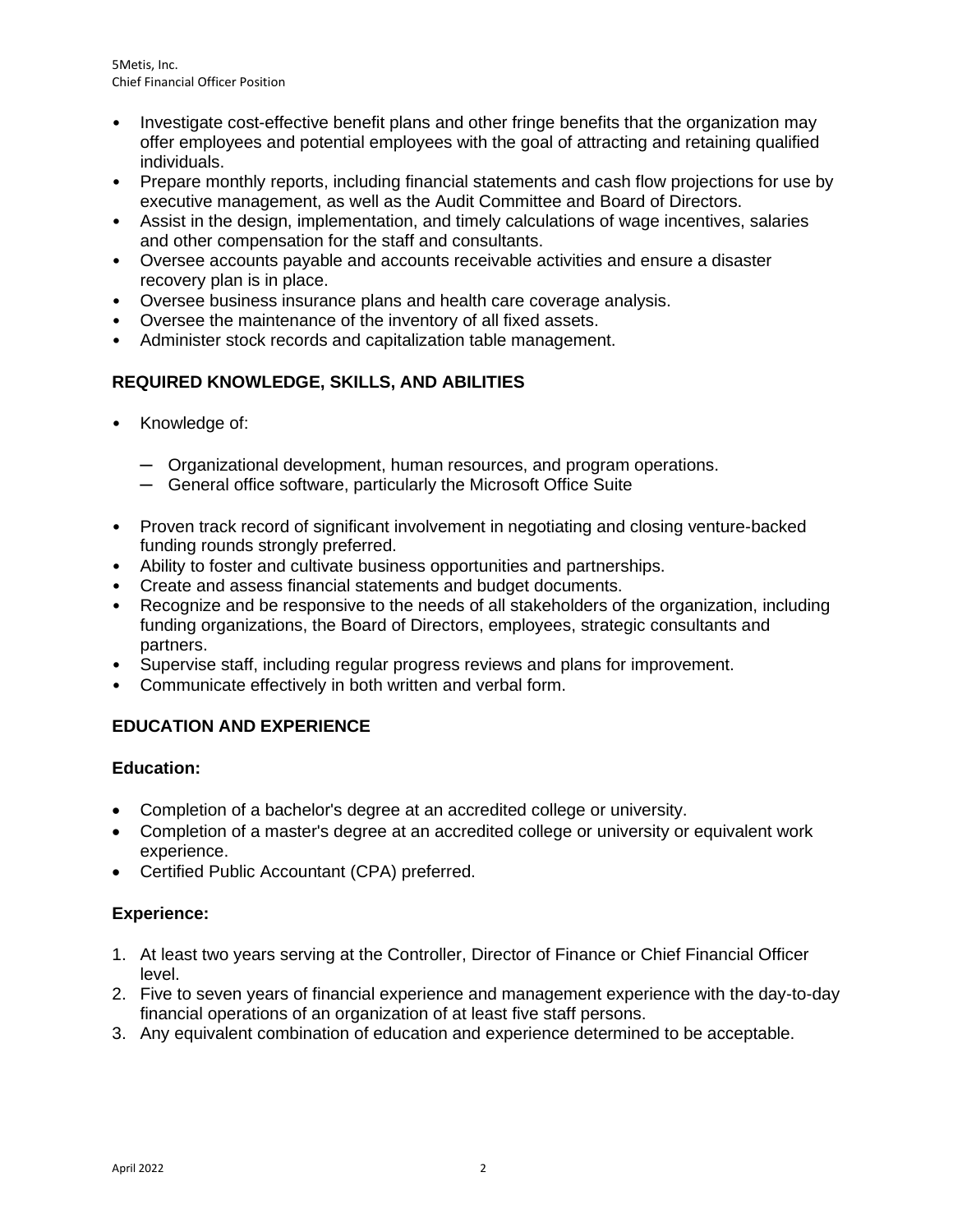- Investigate cost-effective benefit plans and other fringe benefits that the organization may offer employees and potential employees with the goal of attracting and retaining qualified individuals.
- Prepare monthly reports, including financial statements and cash flow projections for use by executive management, as well as the Audit Committee and Board of Directors.
- Assist in the design, implementation, and timely calculations of wage incentives, salaries and other compensation for the staff and consultants.
- Oversee accounts payable and accounts receivable activities and ensure a disaster recovery plan is in place.
- Oversee business insurance plans and health care coverage analysis.
- Oversee the maintenance of the inventory of all fixed assets.
- Administer stock records and capitalization table management.

## REQUIRED KNOWLEDGE, SKILLS, AND ABILITIES

- Knowledge of:
  - Organizational development, human resources, and program operations.
  - General office software, particularly the Microsoft Office Suite
- Proven track record of significant involvement in negotiating and closing venture-backed funding rounds strongly preferred.
- Ability to foster and cultivate business opportunities and partnerships.
- Create and assess financial statements and budget documents.
- Recognize and be responsive to the needs of all stakeholders of the organization, including funding organizations, the Board of Directors, employees, strategic consultants and partners.
- Supervise staff, including regular progress reviews and plans for improvement.
- Communicate effectively in both written and verbal form.

## EDUCATION AND EXPERIENCE

### Education:

- Completion of a bachelor's degree at an accredited college or university.
- Completion of a master's degree at an accredited college or university or equivalent work experience.
- Certified Public Accountant (CPA) preferred.

### Experience:

1. At least two years serving at the Controller, Director of Finance or Chief Financial Officer level.
2. Five to seven years of financial experience and management experience with the day-to-day financial operations of an organization of at least five staff persons.
3. Any equivalent combination of education and experience determined to be acceptable.